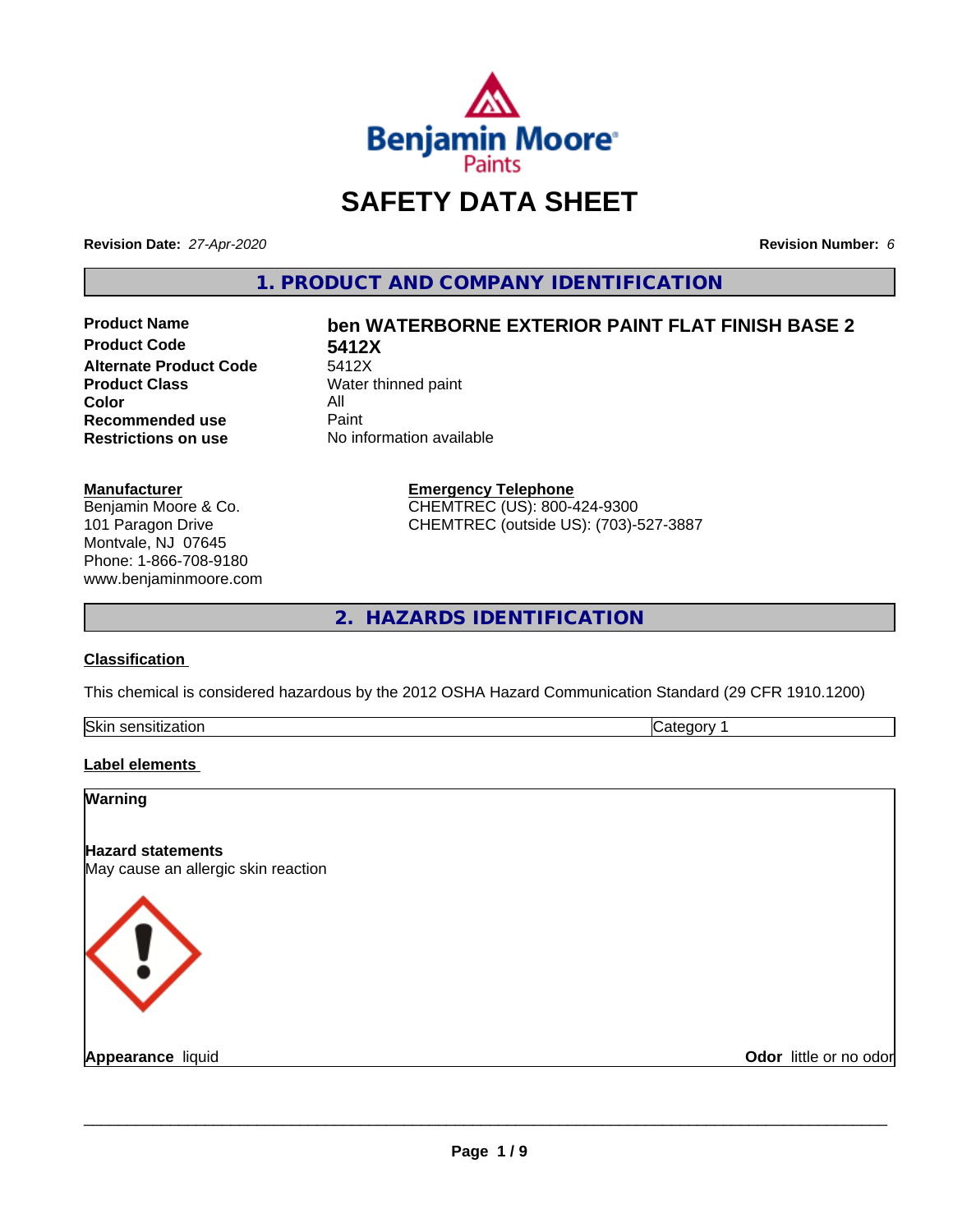Benjamin Moore Paints

# SAFETY DATA SHEET

**Revision Date:** *27-Apr-2020* **Revision Number:** *6*

## 1. PRODUCT AND COMPANY IDENTIFICATION

| | |
|---|---|
| **Product Name** | **ben WATERBORNE EXTERIOR PAINT FLAT FINISH BASE 2** |
| **Product Code** | **5412X** |
| **Alternate Product Code** | 5412X |
| **Product Class** | Water thinned paint |
| **Color** | All |
| **Recommended use** | Paint |
| **Restrictions on use** | No information available |

**Manufacturer**
Benjamin Moore & Co.
101 Paragon Drive
Montvale, NJ 07645
Phone: 1-866-708-9180
www.benjaminmoore.com

**Emergency Telephone**
CHEMTREC (US): 800-424-9300
CHEMTREC (outside US): (703)-527-3887

## 2. HAZARDS IDENTIFICATION

**Classification**

This chemical is considered hazardous by the 2012 OSHA Hazard Communication Standard (29 CFR 1910.1200)

| | |
|---|---|
| Skin sensitization | Category 1 |

**Label elements**

**Warning**

**Hazard statements**
May cause an allergic skin reaction

**Appearance** liquid **Odor** little or no odor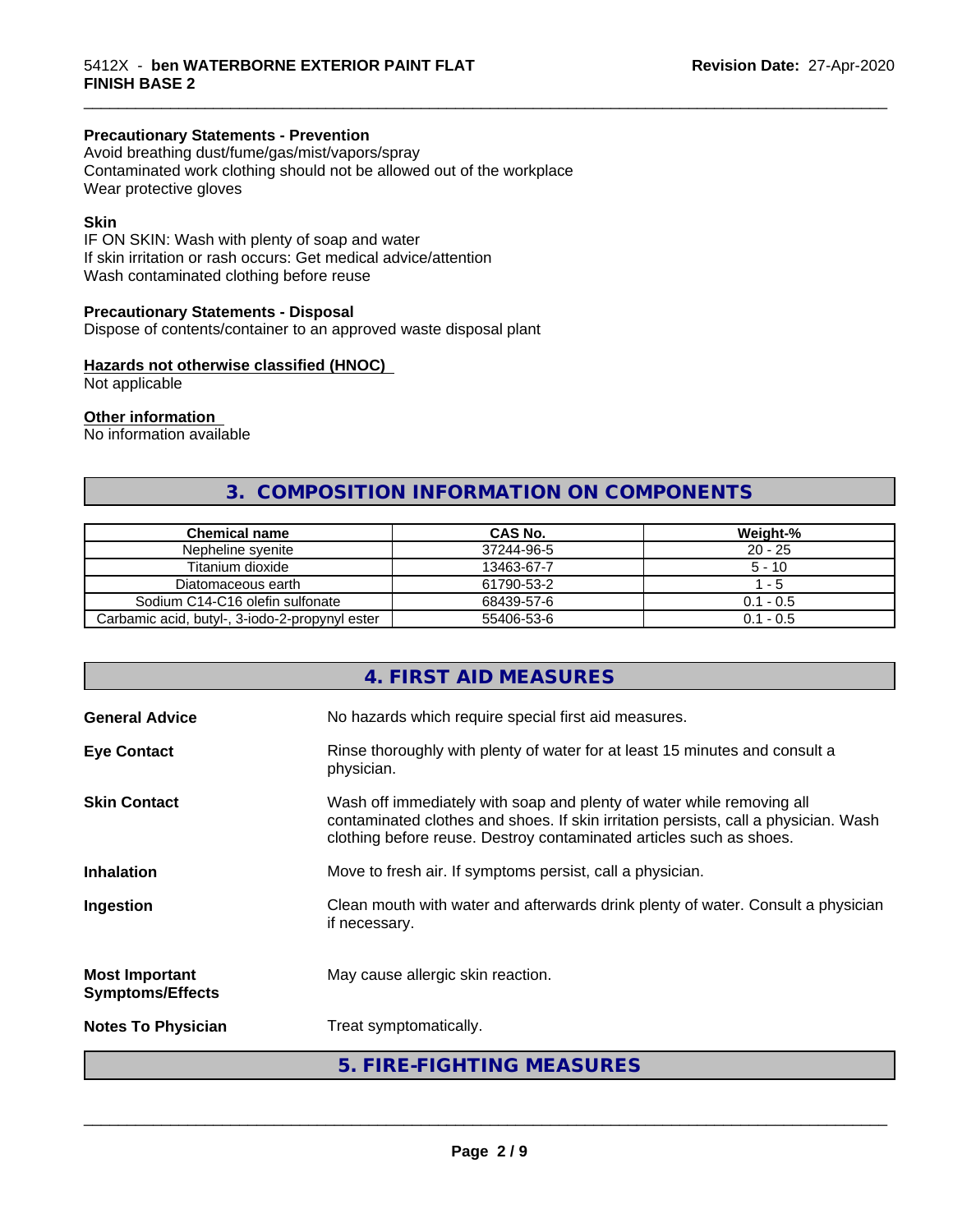**Precautionary Statements - Prevention**

Avoid breathing dust/fume/gas/mist/vapors/spray
Contaminated work clothing should not be allowed out of the workplace
Wear protective gloves

**Skin**

IF ON SKIN: Wash with plenty of soap and water
If skin irritation or rash occurs: Get medical advice/attention
Wash contaminated clothing before reuse

**Precautionary Statements - Disposal**

Dispose of contents/container to an approved waste disposal plant

**Hazards not otherwise classified (HNOC)**

Not applicable

**Other information**

No information available

## 3. COMPOSITION INFORMATION ON COMPONENTS

| Chemical name | CAS No. | Weight-% |
| --- | --- | --- |
| Nepheline syenite | 37244-96-5 | 20 - 25 |
| Titanium dioxide | 13463-67-7 | 5 - 10 |
| Diatomaceous earth | 61790-53-2 | 1 - 5 |
| Sodium C14-C16 olefin sulfonate | 68439-57-6 | 0.1 - 0.5 |
| Carbamic acid, butyl-, 3-iodo-2-propynyl ester | 55406-53-6 | 0.1 - 0.5 |

## 4. FIRST AID MEASURES

**General Advice**: No hazards which require special first aid measures.

**Eye Contact**: Rinse thoroughly with plenty of water for at least 15 minutes and consult a physician.

**Skin Contact**: Wash off immediately with soap and plenty of water while removing all contaminated clothes and shoes. If skin irritation persists, call a physician. Wash clothing before reuse. Destroy contaminated articles such as shoes.

**Inhalation**: Move to fresh air. If symptoms persist, call a physician.

**Ingestion**: Clean mouth with water and afterwards drink plenty of water. Consult a physician if necessary.

**Most Important Symptoms/Effects**: May cause allergic skin reaction.

**Notes To Physician**: Treat symptomatically.

## 5. FIRE-FIGHTING MEASURES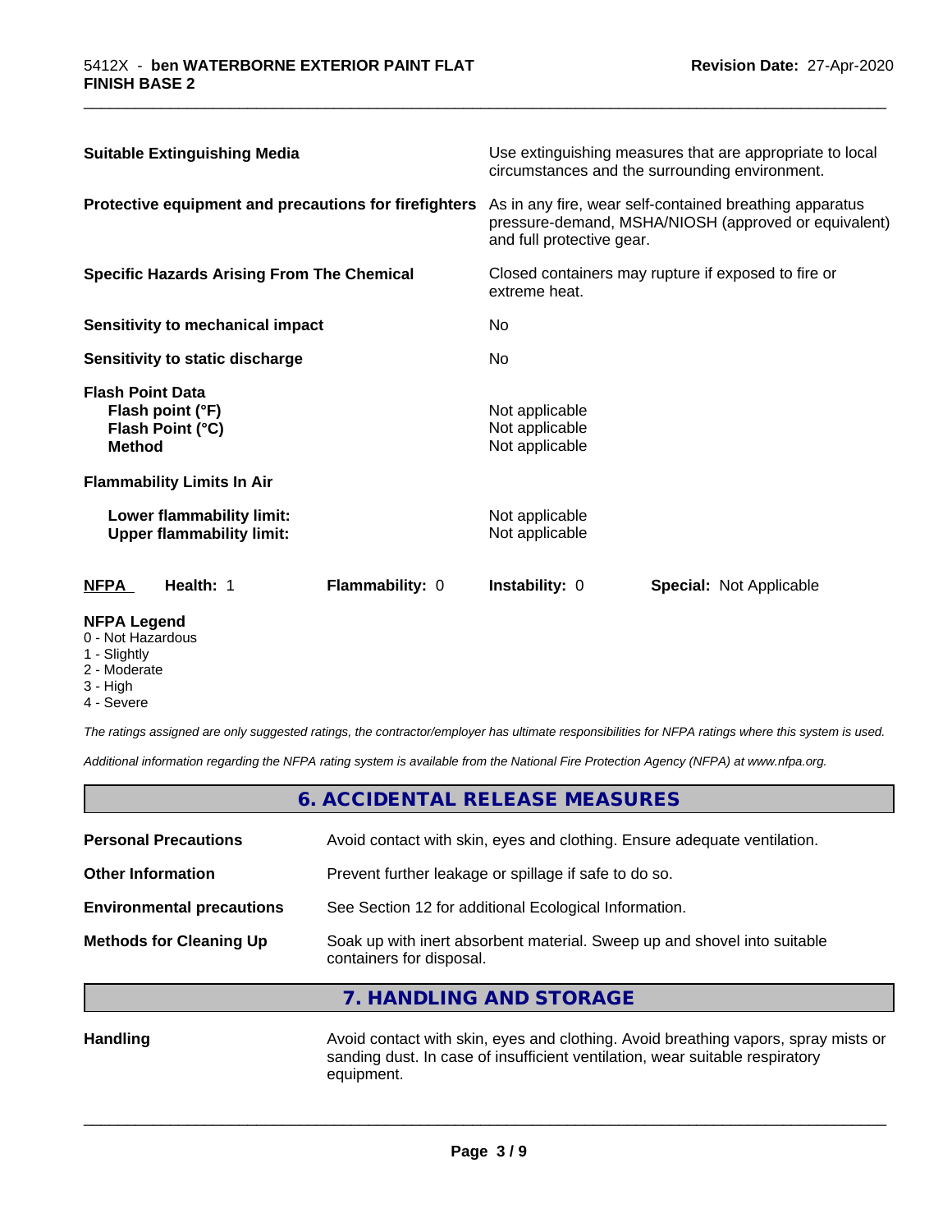| | |
|---|---|
| **Suitable Extinguishing Media** | Use extinguishing measures that are appropriate to local circumstances and the surrounding environment. |
| **Protective equipment and precautions for firefighters** | As in any fire, wear self-contained breathing apparatus pressure-demand, MSHA/NIOSH (approved or equivalent) and full protective gear. |
| **Specific Hazards Arising From The Chemical** | Closed containers may rupture if exposed to fire or extreme heat. |
| **Sensitivity to mechanical impact** | No |
| **Sensitivity to static discharge** | No |

**Flash Point Data**

| | |
|---|---|
| **Flash point (°F)** | Not applicable |
| **Flash Point (°C)** | Not applicable |
| **Method** | Not applicable |

**Flammability Limits In Air**

| | |
|---|---|
| **Lower flammability limit:** | Not applicable |
| **Upper flammability limit:** | Not applicable |

| **NFPA** | **Health:** 1 | **Flammability:** 0 | **Instability:** 0 | **Special:** Not Applicable |
|---|---|---|---|---|

**NFPA Legend**

- 0 - Not Hazardous
- 1 - Slightly
- 2 - Moderate
- 3 - High
- 4 - Severe

*The ratings assigned are only suggested ratings, the contractor/employer has ultimate responsibilities for NFPA ratings where this system is used.*

*Additional information regarding the NFPA rating system is available from the National Fire Protection Agency (NFPA) at www.nfpa.org.*

## 6. ACCIDENTAL RELEASE MEASURES

| | |
|---|---|
| **Personal Precautions** | Avoid contact with skin, eyes and clothing. Ensure adequate ventilation. |
| **Other Information** | Prevent further leakage or spillage if safe to do so. |
| **Environmental precautions** | See Section 12 for additional Ecological Information. |
| **Methods for Cleaning Up** | Soak up with inert absorbent material. Sweep up and shovel into suitable containers for disposal. |

## 7. HANDLING AND STORAGE

| | |
|---|---|
| **Handling** | Avoid contact with skin, eyes and clothing. Avoid breathing vapors, spray mists or sanding dust. In case of insufficient ventilation, wear suitable respiratory equipment. |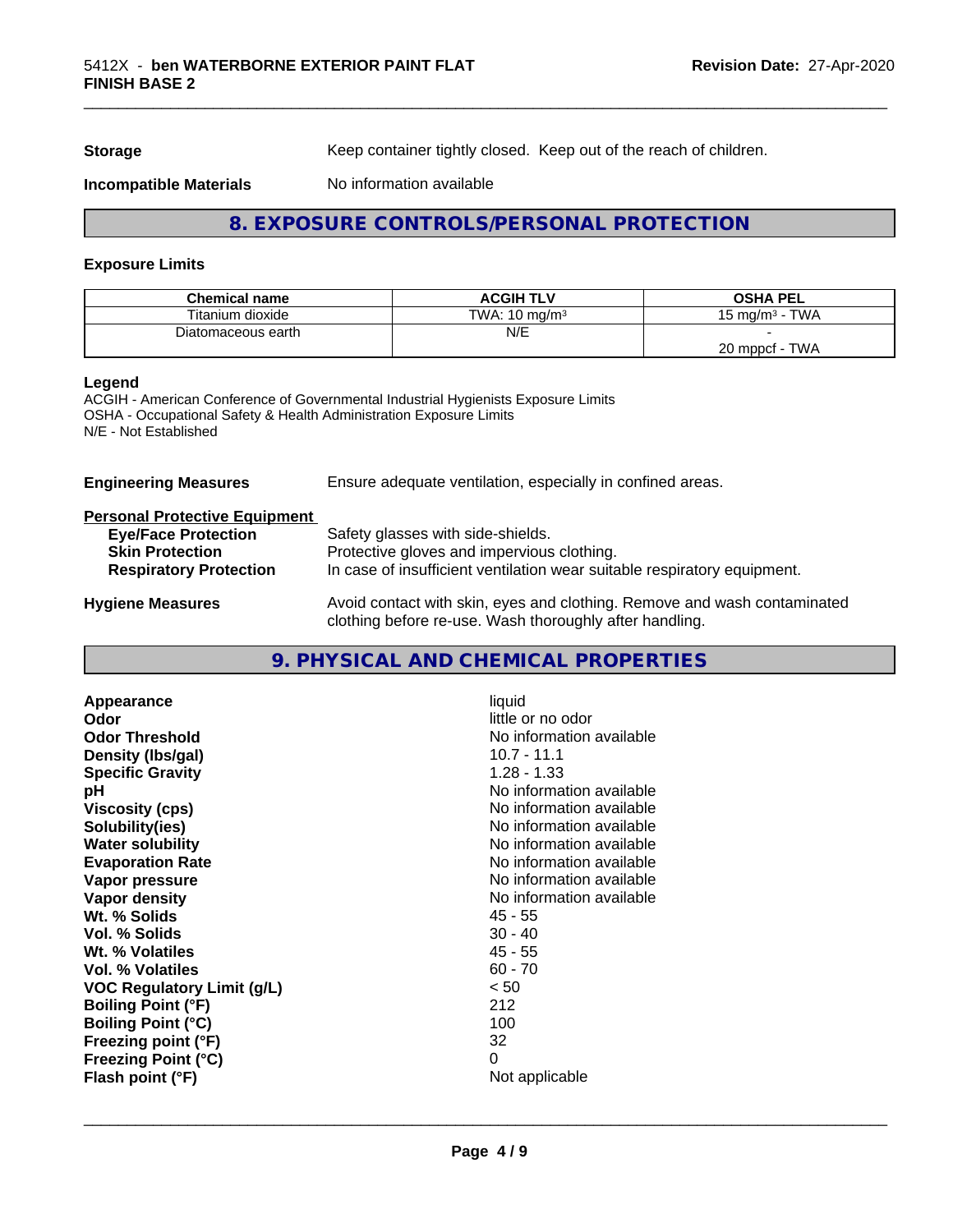| Storage | Keep container tightly closed. Keep out of the reach of children. |
|---|---|
| Incompatible Materials | No information available |

## 8. EXPOSURE CONTROLS/PERSONAL PROTECTION

### Exposure Limits

| Chemical name | ACGIH TLV | OSHA PEL |
|---|---|---|
| Titanium dioxide | TWA: 10 mg/m³ | 15 mg/m³ - TWA |
| Diatomaceous earth | N/E | -<br>20 mppcf - TWA |

**Legend**
ACGIH - American Conference of Governmental Industrial Hygienists Exposure Limits
OSHA - Occupational Safety & Health Administration Exposure Limits
N/E - Not Established

**Engineering Measures** Ensure adequate ventilation, especially in confined areas.

**Personal Protective Equipment**

| | |
|---|---|
| **Eye/Face Protection** | Safety glasses with side-shields. |
| **Skin Protection** | Protective gloves and impervious clothing. |
| **Respiratory Protection** | In case of insufficient ventilation wear suitable respiratory equipment. |

**Hygiene Measures** Avoid contact with skin, eyes and clothing. Remove and wash contaminated clothing before re-use. Wash thoroughly after handling.

## 9. PHYSICAL AND CHEMICAL PROPERTIES

| | |
|---|---|
| **Appearance** | liquid |
| **Odor** | little or no odor |
| **Odor Threshold** | No information available |
| **Density (lbs/gal)** | 10.7 - 11.1 |
| **Specific Gravity** | 1.28 - 1.33 |
| **pH** | No information available |
| **Viscosity (cps)** | No information available |
| **Solubility(ies)** | No information available |
| **Water solubility** | No information available |
| **Evaporation Rate** | No information available |
| **Vapor pressure** | No information available |
| **Vapor density** | No information available |
| **Wt. % Solids** | 45 - 55 |
| **Vol. % Solids** | 30 - 40 |
| **Wt. % Volatiles** | 45 - 55 |
| **Vol. % Volatiles** | 60 - 70 |
| **VOC Regulatory Limit (g/L)** | < 50 |
| **Boiling Point (°F)** | 212 |
| **Boiling Point (°C)** | 100 |
| **Freezing point (°F)** | 32 |
| **Freezing Point (°C)** | 0 |
| **Flash point (°F)** | Not applicable |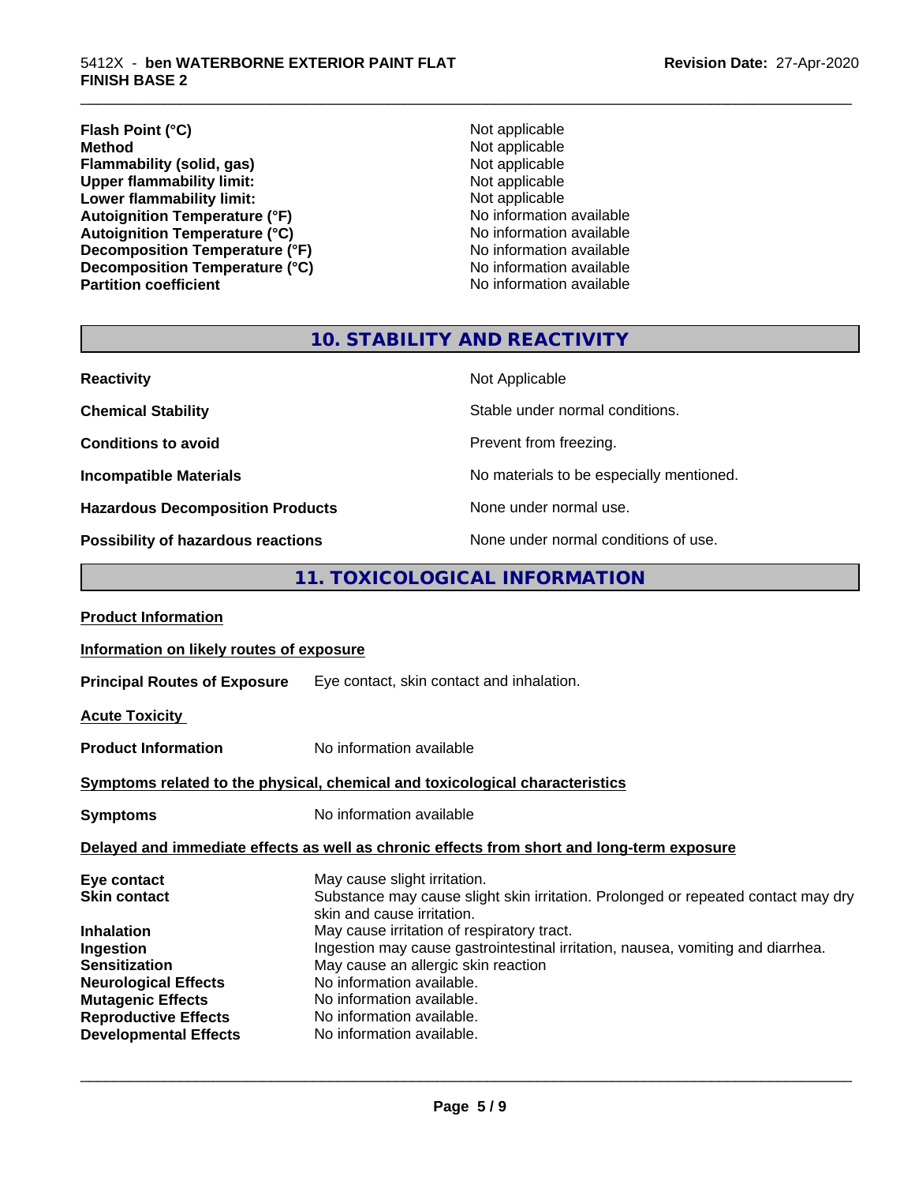| | |
|---|---|
| **Flash Point (°C)** | Not applicable |
| **Method** | Not applicable |
| **Flammability (solid, gas)** | Not applicable |
| **Upper flammability limit:** | Not applicable |
| **Lower flammability limit:** | Not applicable |
| **Autoignition Temperature (°F)** | No information available |
| **Autoignition Temperature (°C)** | No information available |
| **Decomposition Temperature (°F)** | No information available |
| **Decomposition Temperature (°C)** | No information available |
| **Partition coefficient** | No information available |

## 10. STABILITY AND REACTIVITY

| | |
|---|---|
| **Reactivity** | Not Applicable |
| **Chemical Stability** | Stable under normal conditions. |
| **Conditions to avoid** | Prevent from freezing. |
| **Incompatible Materials** | No materials to be especially mentioned. |
| **Hazardous Decomposition Products** | None under normal use. |
| **Possibility of hazardous reactions** | None under normal conditions of use. |

## 11. TOXICOLOGICAL INFORMATION

**Product Information**

**Information on likely routes of exposure**

**Principal Routes of Exposure** Eye contact, skin contact and inhalation.

**Acute Toxicity**

**Product Information** No information available

**Symptoms related to the physical, chemical and toxicological characteristics**

**Symptoms** No information available

**Delayed and immediate effects as well as chronic effects from short and long-term exposure**

| | |
|---|---|
| **Eye contact** | May cause slight irritation. |
| **Skin contact** | Substance may cause slight skin irritation. Prolonged or repeated contact may dry skin and cause irritation. |
| **Inhalation** | May cause irritation of respiratory tract. |
| **Ingestion** | Ingestion may cause gastrointestinal irritation, nausea, vomiting and diarrhea. |
| **Sensitization** | May cause an allergic skin reaction |
| **Neurological Effects** | No information available. |
| **Mutagenic Effects** | No information available. |
| **Reproductive Effects** | No information available. |
| **Developmental Effects** | No information available. |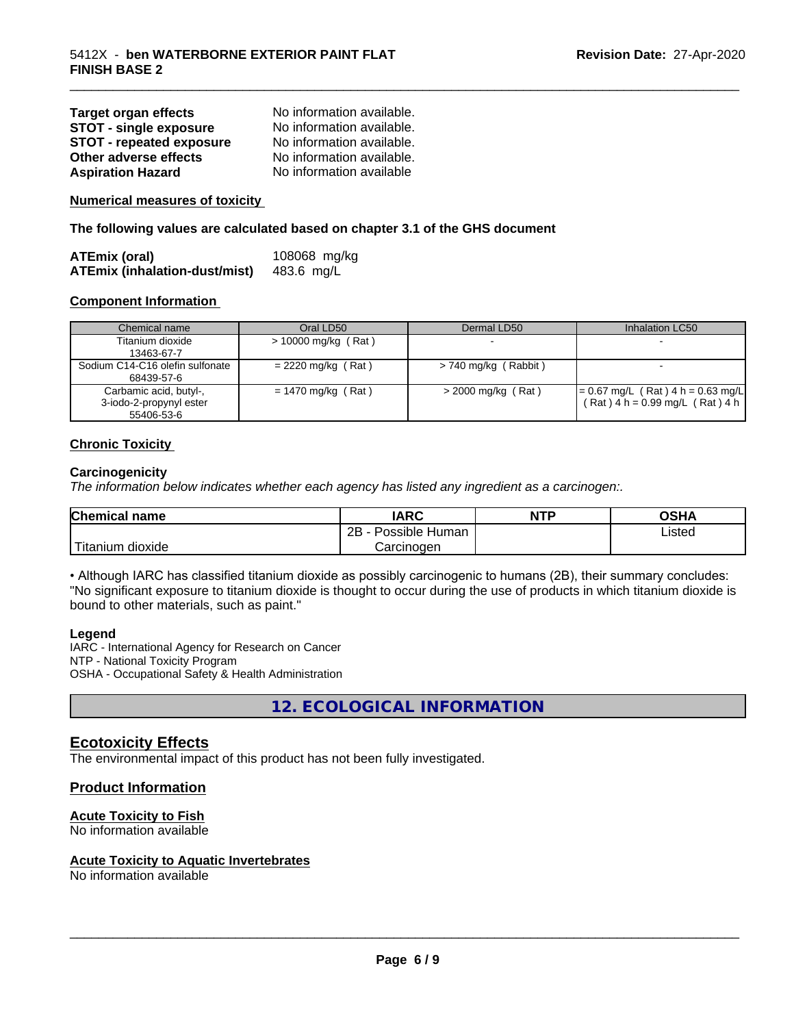| | |
|---|---|
| **Target organ effects** | No information available. |
| **STOT - single exposure** | No information available. |
| **STOT - repeated exposure** | No information available. |
| **Other adverse effects** | No information available. |
| **Aspiration Hazard** | No information available |

**Numerical measures of toxicity**

**The following values are calculated based on chapter 3.1 of the GHS document**

| | |
|---|---|
| **ATEmix (oral)** | 108068 mg/kg |
| **ATEmix (inhalation-dust/mist)** | 483.6 mg/L |

**Component Information**

| Chemical name | Oral LD50 | Dermal LD50 | Inhalation LC50 |
|---|---|---|---|
| Titanium dioxide<br>13463-67-7 | > 10000 mg/kg ( Rat ) | - | - |
| Sodium C14-C16 olefin sulfonate<br>68439-57-6 | = 2220 mg/kg ( Rat ) | > 740 mg/kg ( Rabbit ) | - |
| Carbamic acid, butyl-,<br>3-iodo-2-propynyl ester<br>55406-53-6 | = 1470 mg/kg ( Rat ) | > 2000 mg/kg ( Rat ) | = 0.67 mg/L ( Rat ) 4 h = 0.63 mg/L ( Rat ) 4 h = 0.99 mg/L ( Rat ) 4 h |

**Chronic Toxicity**

**Carcinogenicity**

*The information below indicates whether each agency has listed any ingredient as a carcinogen:.*

| Chemical name | IARC | NTP | OSHA |
|---|---|---|---|
| Titanium dioxide | 2B - Possible Human Carcinogen | | Listed |

• Although IARC has classified titanium dioxide as possibly carcinogenic to humans (2B), their summary concludes: "No significant exposure to titanium dioxide is thought to occur during the use of products in which titanium dioxide is bound to other materials, such as paint."

**Legend**

IARC - International Agency for Research on Cancer
NTP - National Toxicity Program
OSHA - Occupational Safety & Health Administration

## 12. ECOLOGICAL INFORMATION

### Ecotoxicity Effects

The environmental impact of this product has not been fully investigated.

### Product Information

**Acute Toxicity to Fish**

No information available

**Acute Toxicity to Aquatic Invertebrates**

No information available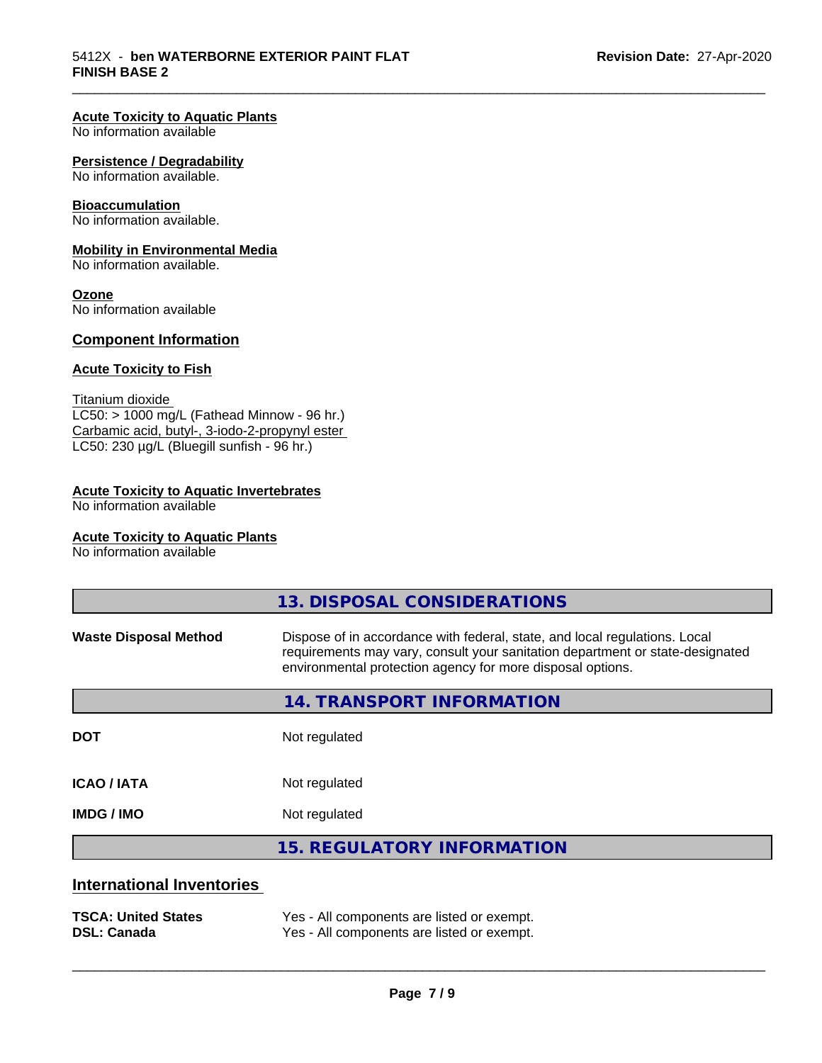**Acute Toxicity to Aquatic Plants**
No information available

**Persistence / Degradability**
No information available.

**Bioaccumulation**
No information available.

**Mobility in Environmental Media**
No information available.

**Ozone**
No information available

## Component Information

**Acute Toxicity to Fish**

Titanium dioxide
LC50: > 1000 mg/L (Fathead Minnow - 96 hr.)
Carbamic acid, butyl-, 3-iodo-2-propynyl ester
LC50: 230 µg/L (Bluegill sunfish - 96 hr.)

**Acute Toxicity to Aquatic Invertebrates**
No information available

**Acute Toxicity to Aquatic Plants**
No information available

## 13. DISPOSAL CONSIDERATIONS

**Waste Disposal Method** — Dispose of in accordance with federal, state, and local regulations. Local requirements may vary, consult your sanitation department or state-designated environmental protection agency for more disposal options.

## 14. TRANSPORT INFORMATION

| | |
|---|---|
| **DOT** | Not regulated |
| **ICAO / IATA** | Not regulated |
| **IMDG / IMO** | Not regulated |

## 15. REGULATORY INFORMATION

### International Inventories

| | |
|---|---|
| **TSCA: United States** | Yes - All components are listed or exempt. |
| **DSL: Canada** | Yes - All components are listed or exempt. |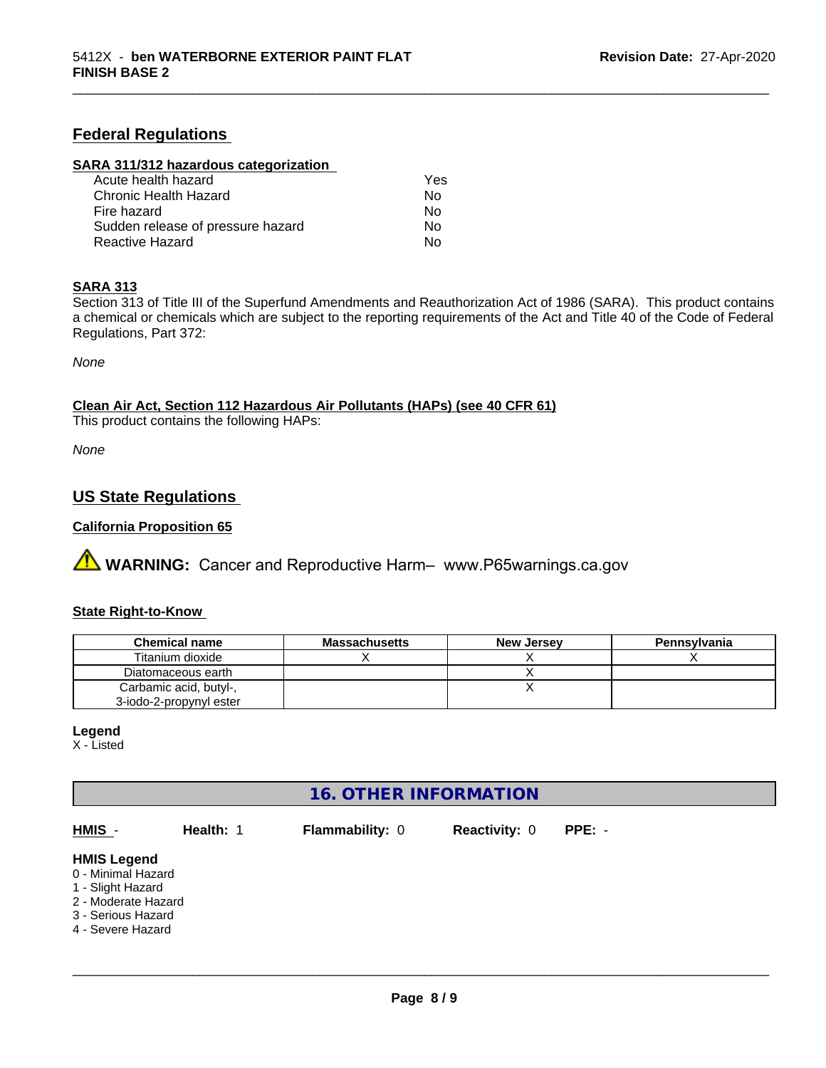## Federal Regulations

### SARA 311/312 hazardous categorization

| | |
|---|---|
| Acute health hazard | Yes |
| Chronic Health Hazard | No |
| Fire hazard | No |
| Sudden release of pressure hazard | No |
| Reactive Hazard | No |

### SARA 313

Section 313 of Title III of the Superfund Amendments and Reauthorization Act of 1986 (SARA). This product contains a chemical or chemicals which are subject to the reporting requirements of the Act and Title 40 of the Code of Federal Regulations, Part 372:

*None*

### Clean Air Act, Section 112 Hazardous Air Pollutants (HAPs) (see 40 CFR 61)

This product contains the following HAPs:

*None*

## US State Regulations

### California Proposition 65

⚠ **WARNING:** Cancer and Reproductive Harm– www.P65warnings.ca.gov

### State Right-to-Know

| Chemical name | Massachusetts | New Jersey | Pennsylvania |
|---|---|---|---|
| Titanium dioxide | X | X | X |
| Diatomaceous earth | | X | |
| Carbamic acid, butyl-, 3-iodo-2-propynyl ester | | X | |

**Legend**

X - Listed

## 16. OTHER INFORMATION

**HMIS** - **Health:** 1 **Flammability:** 0 **Reactivity:** 0 **PPE:** -

**HMIS Legend**

0 - Minimal Hazard
1 - Slight Hazard
2 - Moderate Hazard
3 - Serious Hazard
4 - Severe Hazard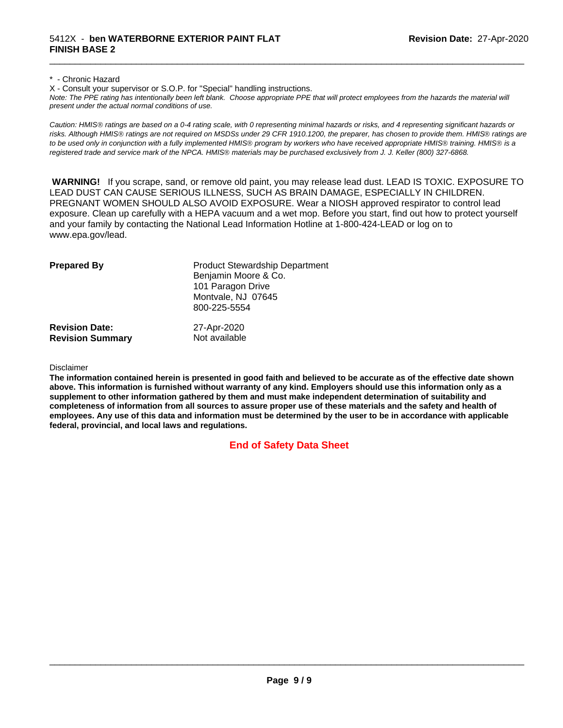\* - Chronic Hazard

X - Consult your supervisor or S.O.P. for "Special" handling instructions.

*Note: The PPE rating has intentionally been left blank. Choose appropriate PPE that will protect employees from the hazards the material will present under the actual normal conditions of use.*

*Caution: HMIS® ratings are based on a 0-4 rating scale, with 0 representing minimal hazards or risks, and 4 representing significant hazards or risks. Although HMIS® ratings are not required on MSDSs under 29 CFR 1910.1200, the preparer, has chosen to provide them. HMIS® ratings are to be used only in conjunction with a fully implemented HMIS® program by workers who have received appropriate HMIS® training. HMIS® is a registered trade and service mark of the NPCA. HMIS® materials may be purchased exclusively from J. J. Keller (800) 327-6868.*

**WARNING!** If you scrape, sand, or remove old paint, you may release lead dust. LEAD IS TOXIC. EXPOSURE TO LEAD DUST CAN CAUSE SERIOUS ILLNESS, SUCH AS BRAIN DAMAGE, ESPECIALLY IN CHILDREN. PREGNANT WOMEN SHOULD ALSO AVOID EXPOSURE. Wear a NIOSH approved respirator to control lead exposure. Clean up carefully with a HEPA vacuum and a wet mop. Before you start, find out how to protect yourself and your family by contacting the National Lead Information Hotline at 1-800-424-LEAD or log on to www.epa.gov/lead.

| | |
|---|---|
| **Prepared By** | Product Stewardship Department<br>Benjamin Moore & Co.<br>101 Paragon Drive<br>Montvale, NJ 07645<br>800-225-5554 |
| **Revision Date:** | 27-Apr-2020 |
| **Revision Summary** | Not available |

Disclaimer

**The information contained herein is presented in good faith and believed to be accurate as of the effective date shown above. This information is furnished without warranty of any kind. Employers should use this information only as a supplement to other information gathered by them and must make independent determination of suitability and completeness of information from all sources to assure proper use of these materials and the safety and health of employees. Any use of this data and information must be determined by the user to be in accordance with applicable federal, provincial, and local laws and regulations.**

**End of Safety Data Sheet**